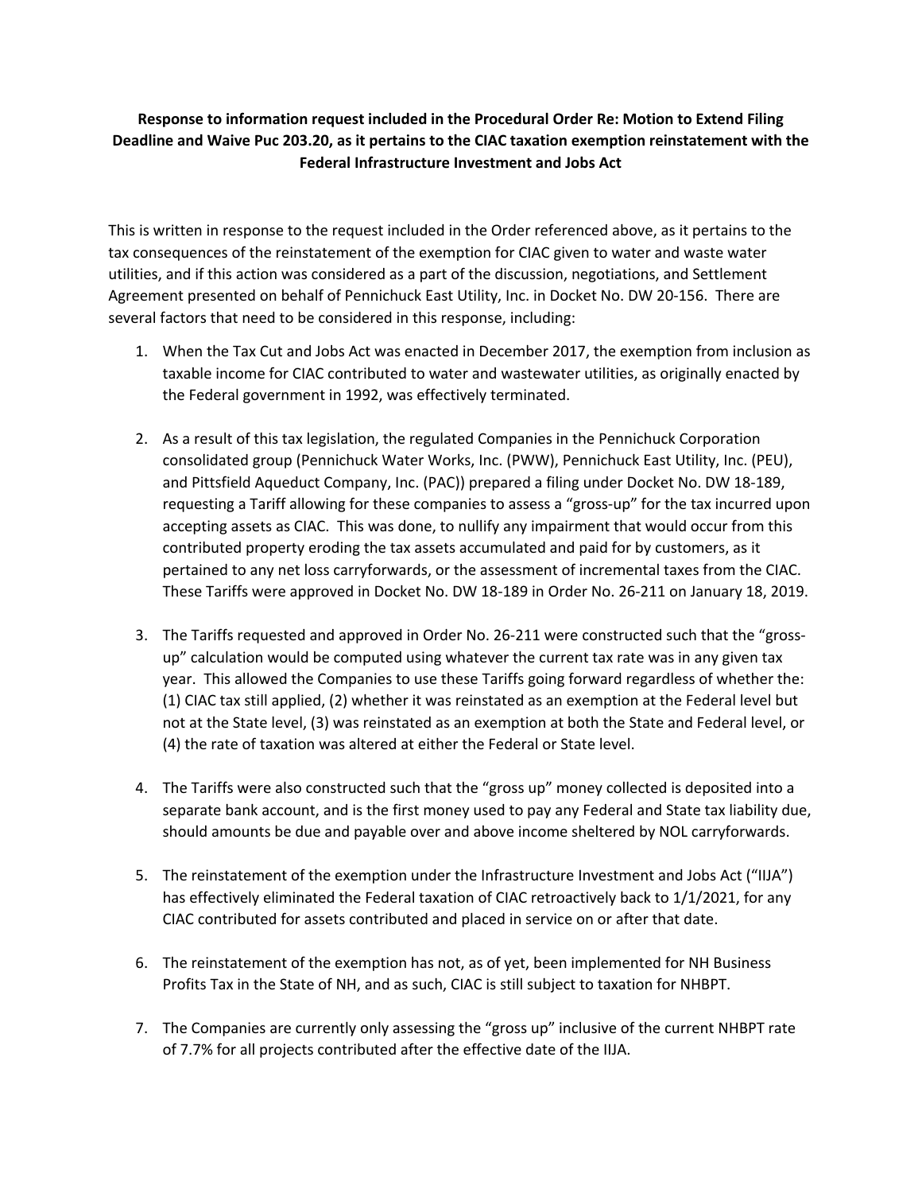**Response to information request included in the Procedural Order Re: Motion to Extend Filing Deadline and Waive Puc 203.20, as it pertains to the CIAC taxation exemption reinstatement with the Federal Infrastructure Investment and Jobs Act**

This is written in response to the request included in the Order referenced above, as it pertains to the tax consequences of the reinstatement of the exemption for CIAC given to water and waste water utilities, and if this action was considered as a part of the discussion, negotiations, and Settlement Agreement presented on behalf of Pennichuck East Utility, Inc. in Docket No. DW 20-156. There are several factors that need to be considered in this response, including:

1. When the Tax Cut and Jobs Act was enacted in December 2017, the exemption from inclusion as taxable income for CIAC contributed to water and wastewater utilities, as originally enacted by the Federal government in 1992, was effectively terminated.

2. As a result of this tax legislation, the regulated Companies in the Pennichuck Corporation consolidated group (Pennichuck Water Works, Inc. (PWW), Pennichuck East Utility, Inc. (PEU), and Pittsfield Aqueduct Company, Inc. (PAC)) prepared a filing under Docket No. DW 18-189, requesting a Tariff allowing for these companies to assess a "gross-up" for the tax incurred upon accepting assets as CIAC. This was done, to nullify any impairment that would occur from this contributed property eroding the tax assets accumulated and paid for by customers, as it pertained to any net loss carryforwards, or the assessment of incremental taxes from the CIAC. These Tariffs were approved in Docket No. DW 18-189 in Order No. 26-211 on January 18, 2019.

3. The Tariffs requested and approved in Order No. 26-211 were constructed such that the "gross-up" calculation would be computed using whatever the current tax rate was in any given tax year. This allowed the Companies to use these Tariffs going forward regardless of whether the: (1) CIAC tax still applied, (2) whether it was reinstated as an exemption at the Federal level but not at the State level, (3) was reinstated as an exemption at both the State and Federal level, or (4) the rate of taxation was altered at either the Federal or State level.

4. The Tariffs were also constructed such that the "gross up" money collected is deposited into a separate bank account, and is the first money used to pay any Federal and State tax liability due, should amounts be due and payable over and above income sheltered by NOL carryforwards.

5. The reinstatement of the exemption under the Infrastructure Investment and Jobs Act ("IIJA") has effectively eliminated the Federal taxation of CIAC retroactively back to 1/1/2021, for any CIAC contributed for assets contributed and placed in service on or after that date.

6. The reinstatement of the exemption has not, as of yet, been implemented for NH Business Profits Tax in the State of NH, and as such, CIAC is still subject to taxation for NHBPT.

7. The Companies are currently only assessing the "gross up" inclusive of the current NHBPT rate of 7.7% for all projects contributed after the effective date of the IIJA.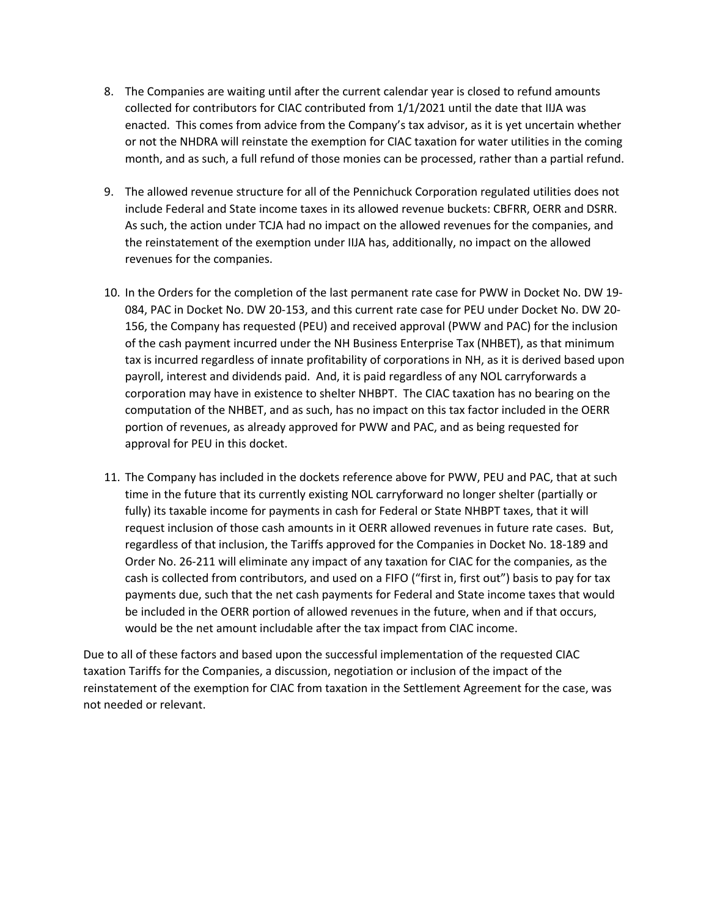8. The Companies are waiting until after the current calendar year is closed to refund amounts collected for contributors for CIAC contributed from 1/1/2021 until the date that IIJA was enacted. This comes from advice from the Company's tax advisor, as it is yet uncertain whether or not the NHDRA will reinstate the exemption for CIAC taxation for water utilities in the coming month, and as such, a full refund of those monies can be processed, rather than a partial refund.

9. The allowed revenue structure for all of the Pennichuck Corporation regulated utilities does not include Federal and State income taxes in its allowed revenue buckets: CBFRR, OERR and DSRR. As such, the action under TCJA had no impact on the allowed revenues for the companies, and the reinstatement of the exemption under IIJA has, additionally, no impact on the allowed revenues for the companies.

10. In the Orders for the completion of the last permanent rate case for PWW in Docket No. DW 19-084, PAC in Docket No. DW 20-153, and this current rate case for PEU under Docket No. DW 20-156, the Company has requested (PEU) and received approval (PWW and PAC) for the inclusion of the cash payment incurred under the NH Business Enterprise Tax (NHBET), as that minimum tax is incurred regardless of innate profitability of corporations in NH, as it is derived based upon payroll, interest and dividends paid. And, it is paid regardless of any NOL carryforwards a corporation may have in existence to shelter NHBPT. The CIAC taxation has no bearing on the computation of the NHBET, and as such, has no impact on this tax factor included in the OERR portion of revenues, as already approved for PWW and PAC, and as being requested for approval for PEU in this docket.

11. The Company has included in the dockets reference above for PWW, PEU and PAC, that at such time in the future that its currently existing NOL carryforward no longer shelter (partially or fully) its taxable income for payments in cash for Federal or State NHBPT taxes, that it will request inclusion of those cash amounts in it OERR allowed revenues in future rate cases. But, regardless of that inclusion, the Tariffs approved for the Companies in Docket No. 18-189 and Order No. 26-211 will eliminate any impact of any taxation for CIAC for the companies, as the cash is collected from contributors, and used on a FIFO ("first in, first out") basis to pay for tax payments due, such that the net cash payments for Federal and State income taxes that would be included in the OERR portion of allowed revenues in the future, when and if that occurs, would be the net amount includable after the tax impact from CIAC income.

Due to all of these factors and based upon the successful implementation of the requested CIAC taxation Tariffs for the Companies, a discussion, negotiation or inclusion of the impact of the reinstatement of the exemption for CIAC from taxation in the Settlement Agreement for the case, was not needed or relevant.